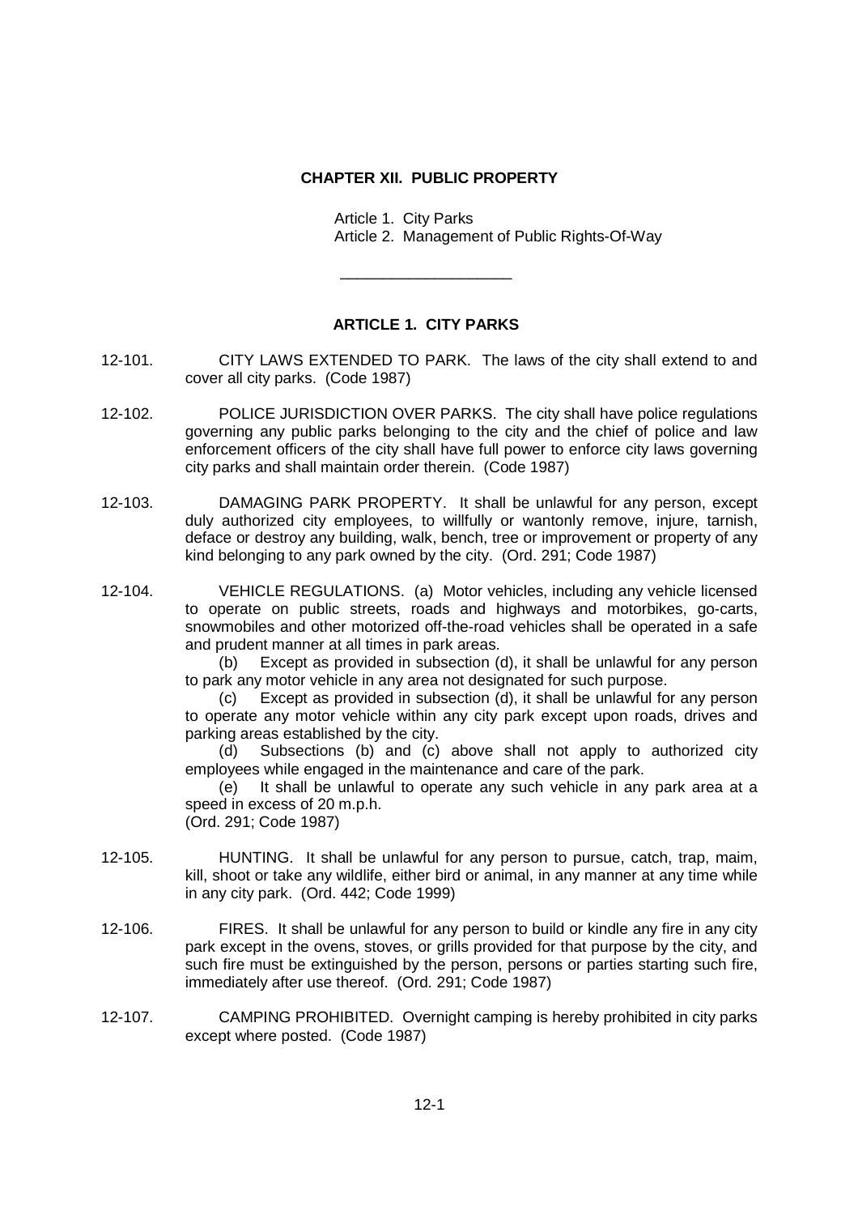# CHAPTER XII. PUBLIC PROPERTY

Article 1. City Parks
Article 2. Management of Public Rights-Of-Way

---

## ARTICLE 1. CITY PARKS

12-101. CITY LAWS EXTENDED TO PARK. The laws of the city shall extend to and cover all city parks. (Code 1987)

12-102. POLICE JURISDICTION OVER PARKS. The city shall have police regulations governing any public parks belonging to the city and the chief of police and law enforcement officers of the city shall have full power to enforce city laws governing city parks and shall maintain order therein. (Code 1987)

12-103. DAMAGING PARK PROPERTY. It shall be unlawful for any person, except duly authorized city employees, to willfully or wantonly remove, injure, tarnish, deface or destroy any building, walk, bench, tree or improvement or property of any kind belonging to any park owned by the city. (Ord. 291; Code 1987)

12-104. VEHICLE REGULATIONS. (a) Motor vehicles, including any vehicle licensed to operate on public streets, roads and highways and motorbikes, go-carts, snowmobiles and other motorized off-the-road vehicles shall be operated in a safe and prudent manner at all times in park areas.

(b) Except as provided in subsection (d), it shall be unlawful for any person to park any motor vehicle in any area not designated for such purpose.

(c) Except as provided in subsection (d), it shall be unlawful for any person to operate any motor vehicle within any city park except upon roads, drives and parking areas established by the city.

(d) Subsections (b) and (c) above shall not apply to authorized city employees while engaged in the maintenance and care of the park.

(e) It shall be unlawful to operate any such vehicle in any park area at a speed in excess of 20 m.p.h.

(Ord. 291; Code 1987)

12-105. HUNTING. It shall be unlawful for any person to pursue, catch, trap, maim, kill, shoot or take any wildlife, either bird or animal, in any manner at any time while in any city park. (Ord. 442; Code 1999)

12-106. FIRES. It shall be unlawful for any person to build or kindle any fire in any city park except in the ovens, stoves, or grills provided for that purpose by the city, and such fire must be extinguished by the person, persons or parties starting such fire, immediately after use thereof. (Ord. 291; Code 1987)

12-107. CAMPING PROHIBITED. Overnight camping is hereby prohibited in city parks except where posted. (Code 1987)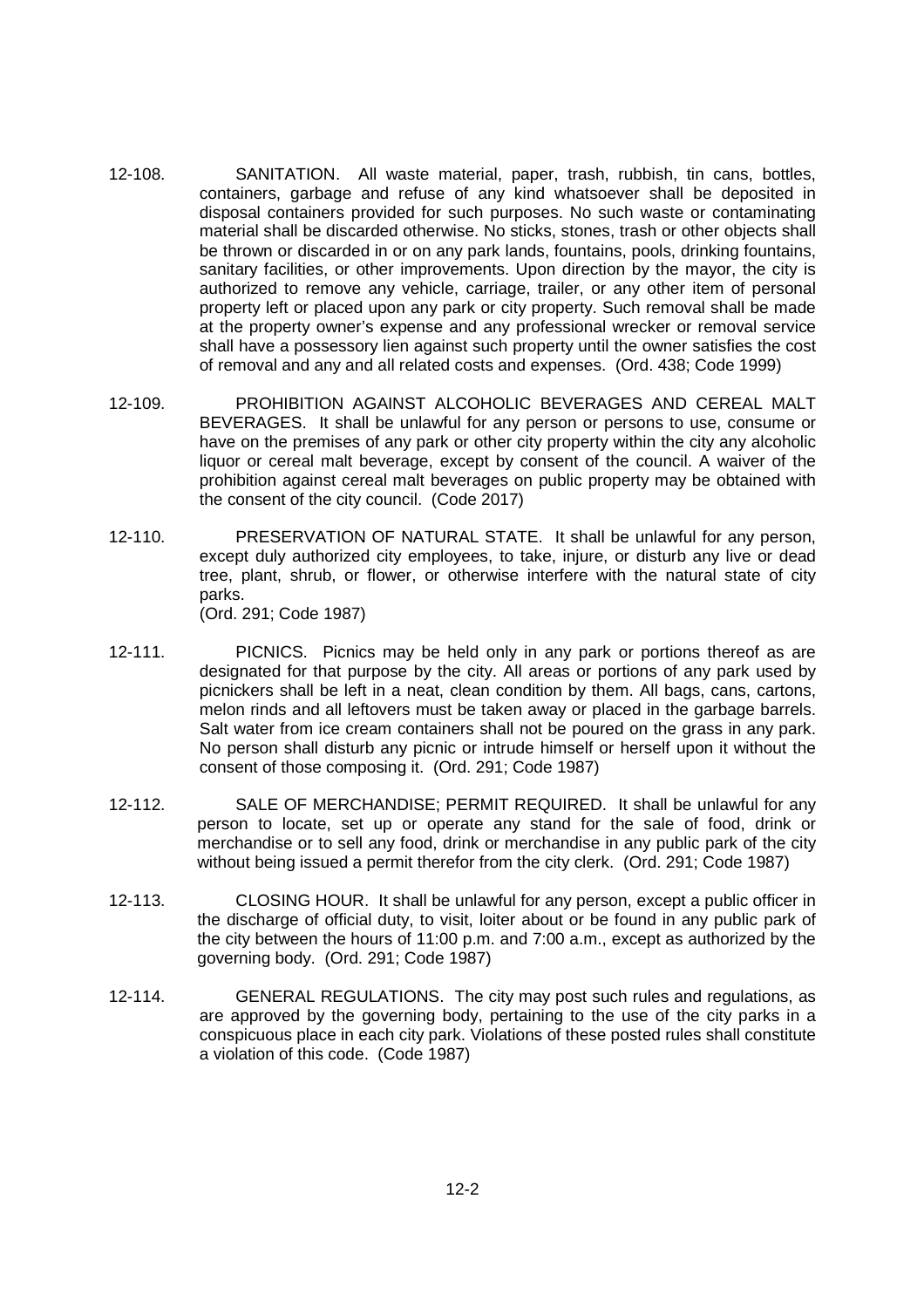12-108. SANITATION. All waste material, paper, trash, rubbish, tin cans, bottles, containers, garbage and refuse of any kind whatsoever shall be deposited in disposal containers provided for such purposes. No such waste or contaminating material shall be discarded otherwise. No sticks, stones, trash or other objects shall be thrown or discarded in or on any park lands, fountains, pools, drinking fountains, sanitary facilities, or other improvements. Upon direction by the mayor, the city is authorized to remove any vehicle, carriage, trailer, or any other item of personal property left or placed upon any park or city property. Such removal shall be made at the property owner's expense and any professional wrecker or removal service shall have a possessory lien against such property until the owner satisfies the cost of removal and any and all related costs and expenses. (Ord. 438; Code 1999)

12-109. PROHIBITION AGAINST ALCOHOLIC BEVERAGES AND CEREAL MALT BEVERAGES. It shall be unlawful for any person or persons to use, consume or have on the premises of any park or other city property within the city any alcoholic liquor or cereal malt beverage, except by consent of the council. A waiver of the prohibition against cereal malt beverages on public property may be obtained with the consent of the city council. (Code 2017)

12-110. PRESERVATION OF NATURAL STATE. It shall be unlawful for any person, except duly authorized city employees, to take, injure, or disturb any live or dead tree, plant, shrub, or flower, or otherwise interfere with the natural state of city parks.
(Ord. 291; Code 1987)

12-111. PICNICS. Picnics may be held only in any park or portions thereof as are designated for that purpose by the city. All areas or portions of any park used by picnickers shall be left in a neat, clean condition by them. All bags, cans, cartons, melon rinds and all leftovers must be taken away or placed in the garbage barrels. Salt water from ice cream containers shall not be poured on the grass in any park. No person shall disturb any picnic or intrude himself or herself upon it without the consent of those composing it. (Ord. 291; Code 1987)

12-112. SALE OF MERCHANDISE; PERMIT REQUIRED. It shall be unlawful for any person to locate, set up or operate any stand for the sale of food, drink or merchandise or to sell any food, drink or merchandise in any public park of the city without being issued a permit therefor from the city clerk. (Ord. 291; Code 1987)

12-113. CLOSING HOUR. It shall be unlawful for any person, except a public officer in the discharge of official duty, to visit, loiter about or be found in any public park of the city between the hours of 11:00 p.m. and 7:00 a.m., except as authorized by the governing body. (Ord. 291; Code 1987)

12-114. GENERAL REGULATIONS. The city may post such rules and regulations, as are approved by the governing body, pertaining to the use of the city parks in a conspicuous place in each city park. Violations of these posted rules shall constitute a violation of this code. (Code 1987)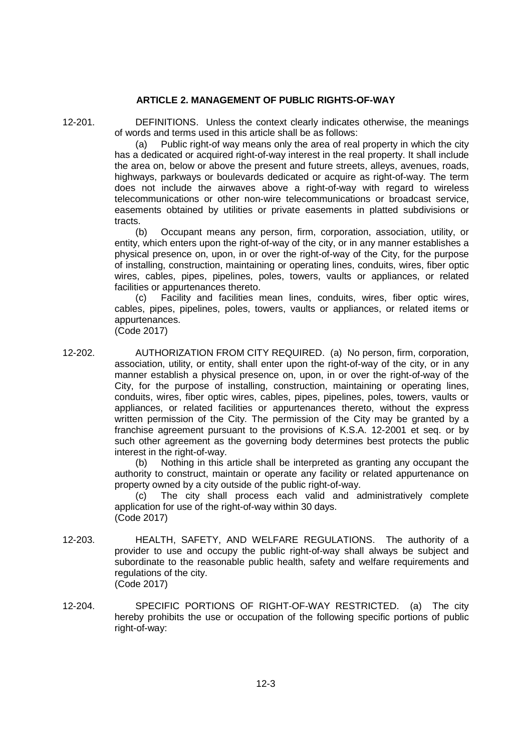## ARTICLE 2. MANAGEMENT OF PUBLIC RIGHTS-OF-WAY

12-201. DEFINITIONS. Unless the context clearly indicates otherwise, the meanings of words and terms used in this article shall be as follows:

(a) Public right-of way means only the area of real property in which the city has a dedicated or acquired right-of-way interest in the real property. It shall include the area on, below or above the present and future streets, alleys, avenues, roads, highways, parkways or boulevards dedicated or acquire as right-of-way. The term does not include the airwaves above a right-of-way with regard to wireless telecommunications or other non-wire telecommunications or broadcast service, easements obtained by utilities or private easements in platted subdivisions or tracts.

(b) Occupant means any person, firm, corporation, association, utility, or entity, which enters upon the right-of-way of the city, or in any manner establishes a physical presence on, upon, in or over the right-of-way of the City, for the purpose of installing, construction, maintaining or operating lines, conduits, wires, fiber optic wires, cables, pipes, pipelines, poles, towers, vaults or appliances, or related facilities or appurtenances thereto.

(c) Facility and facilities mean lines, conduits, wires, fiber optic wires, cables, pipes, pipelines, poles, towers, vaults or appliances, or related items or appurtenances.

(Code 2017)

12-202. AUTHORIZATION FROM CITY REQUIRED. (a) No person, firm, corporation, association, utility, or entity, shall enter upon the right-of-way of the city, or in any manner establish a physical presence on, upon, in or over the right-of-way of the City, for the purpose of installing, construction, maintaining or operating lines, conduits, wires, fiber optic wires, cables, pipes, pipelines, poles, towers, vaults or appliances, or related facilities or appurtenances thereto, without the express written permission of the City. The permission of the City may be granted by a franchise agreement pursuant to the provisions of K.S.A. 12-2001 et seq. or by such other agreement as the governing body determines best protects the public interest in the right-of-way.

(b) Nothing in this article shall be interpreted as granting any occupant the authority to construct, maintain or operate any facility or related appurtenance on property owned by a city outside of the public right-of-way.

(c) The city shall process each valid and administratively complete application for use of the right-of-way within 30 days.

(Code 2017)

12-203. HEALTH, SAFETY, AND WELFARE REGULATIONS. The authority of a provider to use and occupy the public right-of-way shall always be subject and subordinate to the reasonable public health, safety and welfare requirements and regulations of the city.

(Code 2017)

12-204. SPECIFIC PORTIONS OF RIGHT-OF-WAY RESTRICTED. (a) The city hereby prohibits the use or occupation of the following specific portions of public right-of-way: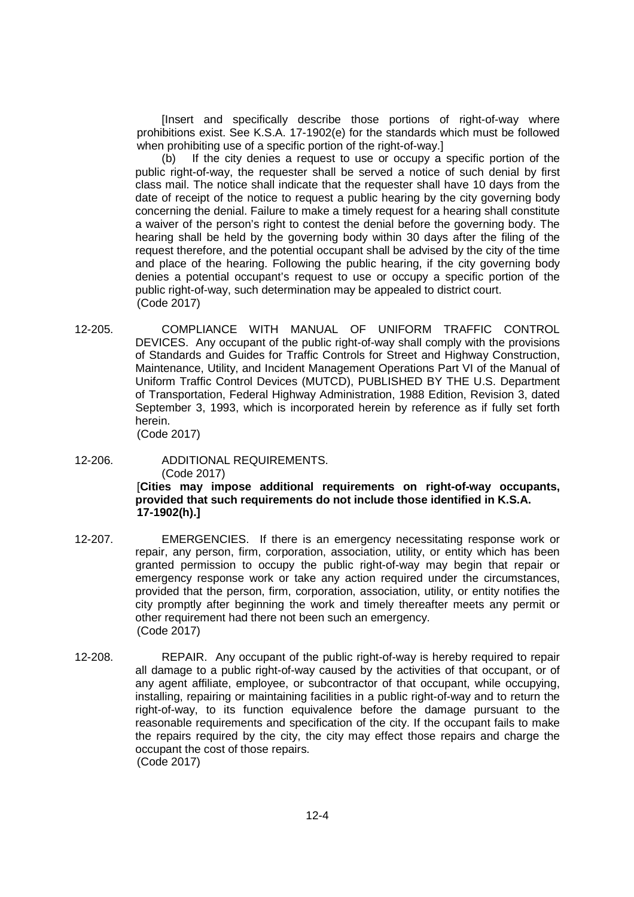[Insert and specifically describe those portions of right-of-way where prohibitions exist. See K.S.A. 17-1902(e) for the standards which must be followed when prohibiting use of a specific portion of the right-of-way.]

(b) If the city denies a request to use or occupy a specific portion of the public right-of-way, the requester shall be served a notice of such denial by first class mail. The notice shall indicate that the requester shall have 10 days from the date of receipt of the notice to request a public hearing by the city governing body concerning the denial. Failure to make a timely request for a hearing shall constitute a waiver of the person's right to contest the denial before the governing body. The hearing shall be held by the governing body within 30 days after the filing of the request therefore, and the potential occupant shall be advised by the city of the time and place of the hearing. Following the public hearing, if the city governing body denies a potential occupant's request to use or occupy a specific portion of the public right-of-way, such determination may be appealed to district court.
(Code 2017)

12-205. COMPLIANCE WITH MANUAL OF UNIFORM TRAFFIC CONTROL DEVICES. Any occupant of the public right-of-way shall comply with the provisions of Standards and Guides for Traffic Controls for Street and Highway Construction, Maintenance, Utility, and Incident Management Operations Part VI of the Manual of Uniform Traffic Control Devices (MUTCD), PUBLISHED BY THE U.S. Department of Transportation, Federal Highway Administration, 1988 Edition, Revision 3, dated September 3, 1993, which is incorporated herein by reference as if fully set forth herein.
(Code 2017)

12-206. ADDITIONAL REQUIREMENTS.
(Code 2017)

[**Cities may impose additional requirements on right-of-way occupants, provided that such requirements do not include those identified in K.S.A. 17-1902(h).]**

12-207. EMERGENCIES. If there is an emergency necessitating response work or repair, any person, firm, corporation, association, utility, or entity which has been granted permission to occupy the public right-of-way may begin that repair or emergency response work or take any action required under the circumstances, provided that the person, firm, corporation, association, utility, or entity notifies the city promptly after beginning the work and timely thereafter meets any permit or other requirement had there not been such an emergency.
(Code 2017)

12-208. REPAIR. Any occupant of the public right-of-way is hereby required to repair all damage to a public right-of-way caused by the activities of that occupant, or of any agent affiliate, employee, or subcontractor of that occupant, while occupying, installing, repairing or maintaining facilities in a public right-of-way and to return the right-of-way, to its function equivalence before the damage pursuant to the reasonable requirements and specification of the city. If the occupant fails to make the repairs required by the city, the city may effect those repairs and charge the occupant the cost of those repairs.
(Code 2017)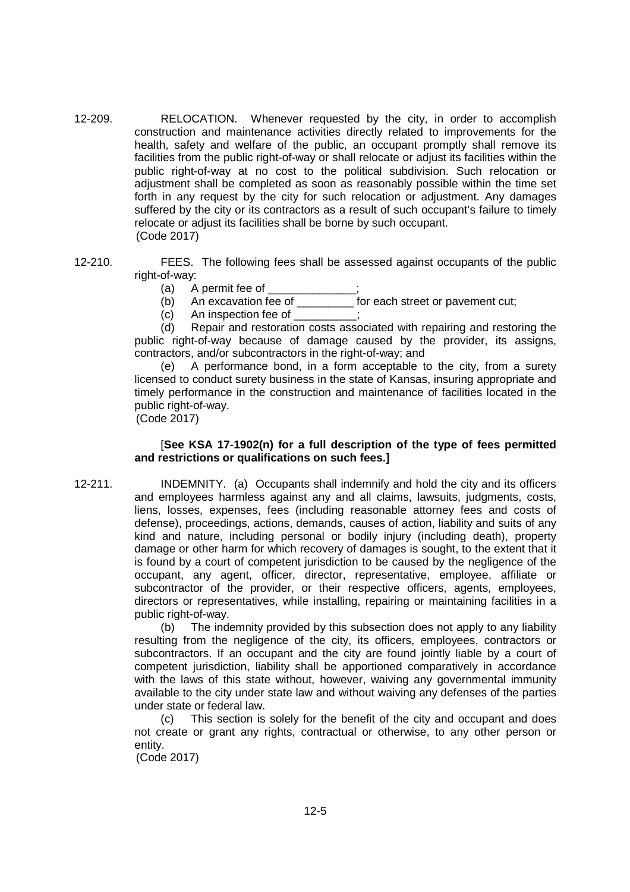12-209. RELOCATION. Whenever requested by the city, in order to accomplish construction and maintenance activities directly related to improvements for the health, safety and welfare of the public, an occupant promptly shall remove its facilities from the public right-of-way or shall relocate or adjust its facilities within the public right-of-way at no cost to the political subdivision. Such relocation or adjustment shall be completed as soon as reasonably possible within the time set forth in any request by the city for such relocation or adjustment. Any damages suffered by the city or its contractors as a result of such occupant's failure to timely relocate or adjust its facilities shall be borne by such occupant.
(Code 2017)

12-210. FEES. The following fees shall be assessed against occupants of the public right-of-way:

(a) A permit fee of ______________;

(b) An excavation fee of _________ for each street or pavement cut;

(c) An inspection fee of __________;

(d) Repair and restoration costs associated with repairing and restoring the public right-of-way because of damage caused by the provider, its assigns, contractors, and/or subcontractors in the right-of-way; and

(e) A performance bond, in a form acceptable to the city, from a surety licensed to conduct surety business in the state of Kansas, insuring appropriate and timely performance in the construction and maintenance of facilities located in the public right-of-way.
(Code 2017)

[**See KSA 17-1902(n) for a full description of the type of fees permitted and restrictions or qualifications on such fees.]**

12-211. INDEMNITY. (a) Occupants shall indemnify and hold the city and its officers and employees harmless against any and all claims, lawsuits, judgments, costs, liens, losses, expenses, fees (including reasonable attorney fees and costs of defense), proceedings, actions, demands, causes of action, liability and suits of any kind and nature, including personal or bodily injury (including death), property damage or other harm for which recovery of damages is sought, to the extent that it is found by a court of competent jurisdiction to be caused by the negligence of the occupant, any agent, officer, director, representative, employee, affiliate or subcontractor of the provider, or their respective officers, agents, employees, directors or representatives, while installing, repairing or maintaining facilities in a public right-of-way.

(b) The indemnity provided by this subsection does not apply to any liability resulting from the negligence of the city, its officers, employees, contractors or subcontractors. If an occupant and the city are found jointly liable by a court of competent jurisdiction, liability shall be apportioned comparatively in accordance with the laws of this state without, however, waiving any governmental immunity available to the city under state law and without waiving any defenses of the parties under state or federal law.

(c) This section is solely for the benefit of the city and occupant and does not create or grant any rights, contractual or otherwise, to any other person or entity.
(Code 2017)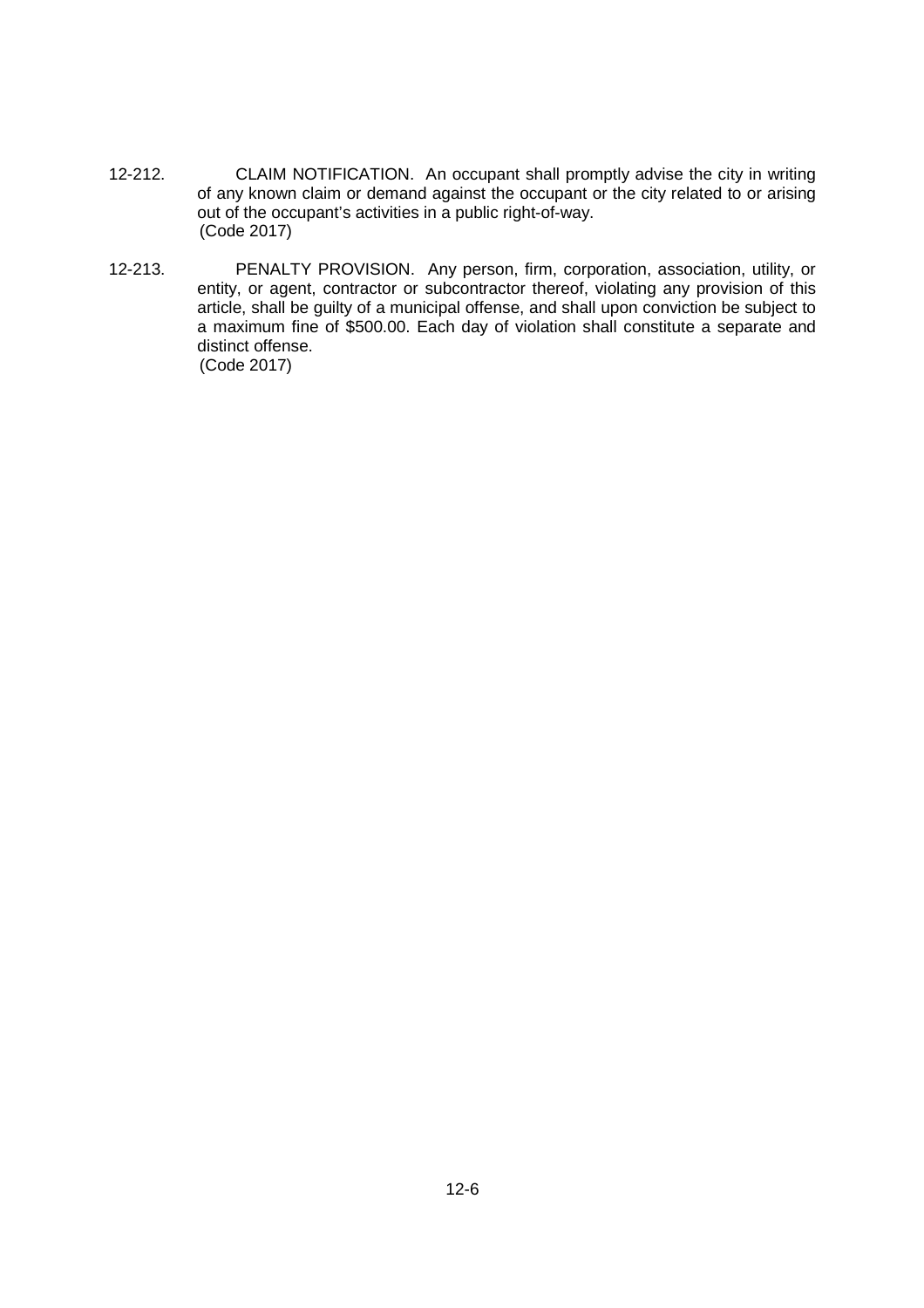12-212. CLAIM NOTIFICATION. An occupant shall promptly advise the city in writing of any known claim or demand against the occupant or the city related to or arising out of the occupant's activities in a public right-of-way.
(Code 2017)

12-213. PENALTY PROVISION. Any person, firm, corporation, association, utility, or entity, or agent, contractor or subcontractor thereof, violating any provision of this article, shall be guilty of a municipal offense, and shall upon conviction be subject to a maximum fine of $500.00. Each day of violation shall constitute a separate and distinct offense.
(Code 2017)